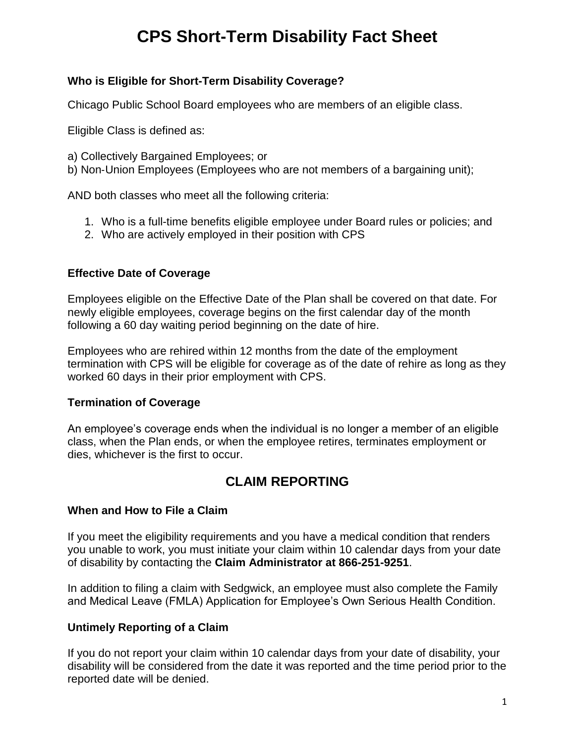# CPS Short-Term Disability Fact Sheet

### Who is Eligible for Short-Term Disability Coverage?

Chicago Public School Board employees who are members of an eligible class.

Eligible Class is defined as:

a) Collectively Bargained Employees; or
b) Non-Union Employees (Employees who are not members of a bargaining unit);

AND both classes who meet all the following criteria:

1. Who is a full-time benefits eligible employee under Board rules or policies; and
2. Who are actively employed in their position with CPS

### Effective Date of Coverage

Employees eligible on the Effective Date of the Plan shall be covered on that date. For newly eligible employees, coverage begins on the first calendar day of the month following a 60 day waiting period beginning on the date of hire.

Employees who are rehired within 12 months from the date of the employment termination with CPS will be eligible for coverage as of the date of rehire as long as they worked 60 days in their prior employment with CPS.

### Termination of Coverage

An employee's coverage ends when the individual is no longer a member of an eligible class, when the Plan ends, or when the employee retires, terminates employment or dies, whichever is the first to occur.

## CLAIM REPORTING

### When and How to File a Claim

If you meet the eligibility requirements and you have a medical condition that renders you unable to work, you must initiate your claim within 10 calendar days from your date of disability by contacting the **Claim Administrator at 866-251-9251**.

In addition to filing a claim with Sedgwick, an employee must also complete the Family and Medical Leave (FMLA) Application for Employee's Own Serious Health Condition.

### Untimely Reporting of a Claim

If you do not report your claim within 10 calendar days from your date of disability, your disability will be considered from the date it was reported and the time period prior to the reported date will be denied.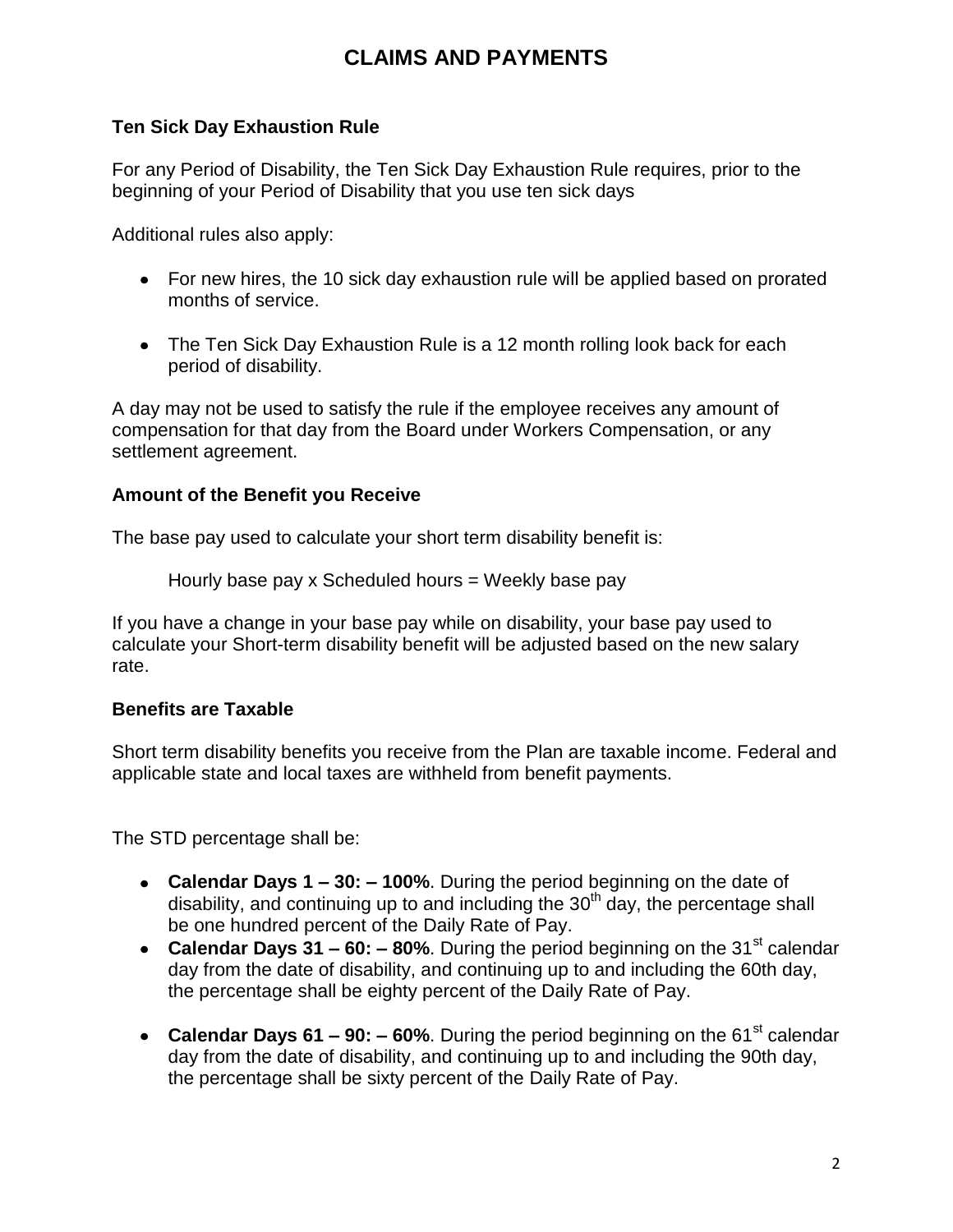# CLAIMS AND PAYMENTS

**Ten Sick Day Exhaustion Rule**

For any Period of Disability, the Ten Sick Day Exhaustion Rule requires, prior to the beginning of your Period of Disability that you use ten sick days

Additional rules also apply:

- For new hires, the 10 sick day exhaustion rule will be applied based on prorated months of service.
- The Ten Sick Day Exhaustion Rule is a 12 month rolling look back for each period of disability.

A day may not be used to satisfy the rule if the employee receives any amount of compensation for that day from the Board under Workers Compensation, or any settlement agreement.

**Amount of the Benefit you Receive**

The base pay used to calculate your short term disability benefit is:

Hourly base pay x Scheduled hours = Weekly base pay

If you have a change in your base pay while on disability, your base pay used to calculate your Short-term disability benefit will be adjusted based on the new salary rate.

**Benefits are Taxable**

Short term disability benefits you receive from the Plan are taxable income. Federal and applicable state and local taxes are withheld from benefit payments.

The STD percentage shall be:

- **Calendar Days 1 – 30: – 100%**. During the period beginning on the date of disability, and continuing up to and including the 30th day, the percentage shall be one hundred percent of the Daily Rate of Pay.
- **Calendar Days 31 – 60: – 80%**. During the period beginning on the 31st calendar day from the date of disability, and continuing up to and including the 60th day, the percentage shall be eighty percent of the Daily Rate of Pay.
- **Calendar Days 61 – 90: – 60%**. During the period beginning on the 61st calendar day from the date of disability, and continuing up to and including the 90th day, the percentage shall be sixty percent of the Daily Rate of Pay.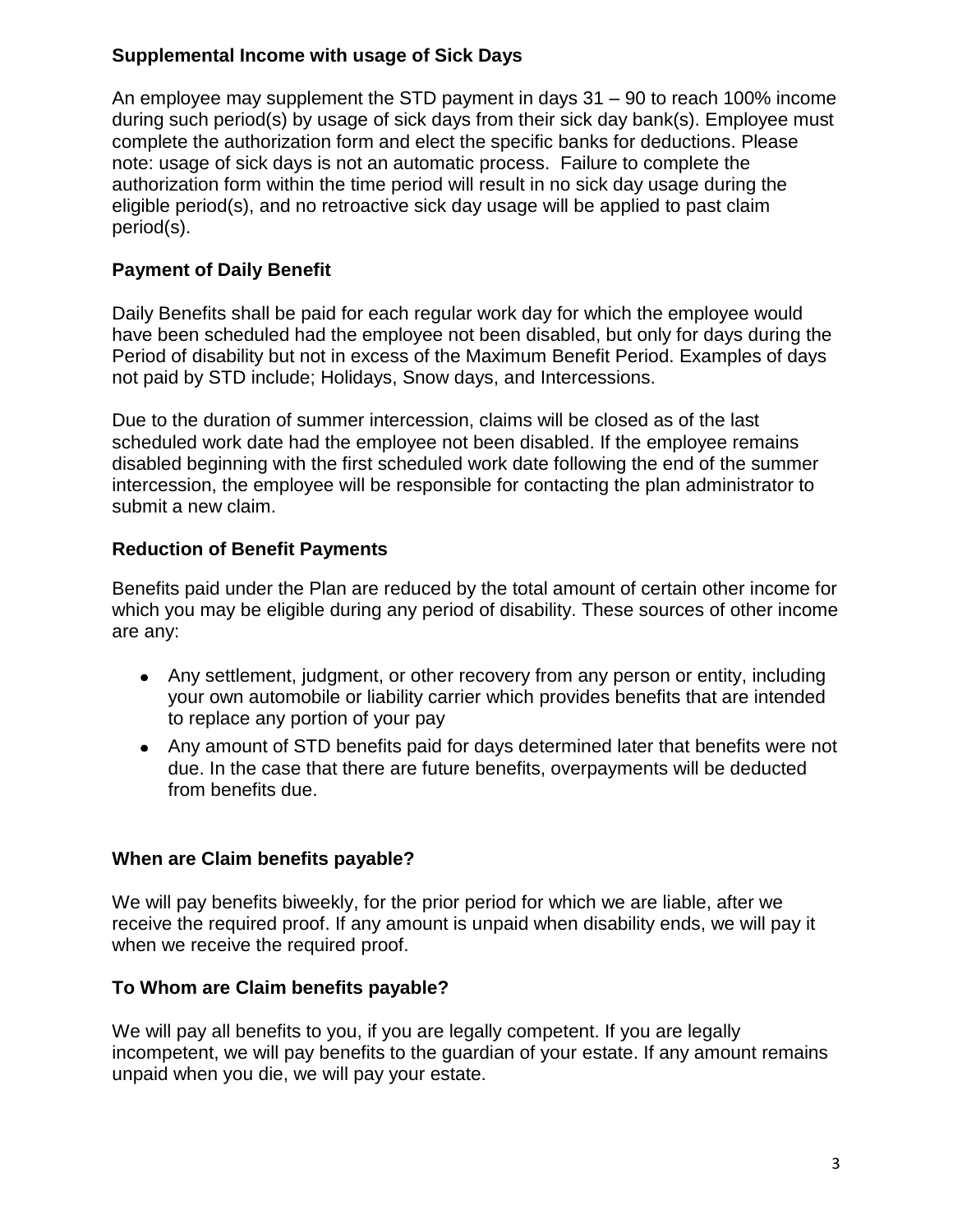### Supplemental Income with usage of Sick Days

An employee may supplement the STD payment in days 31 – 90 to reach 100% income during such period(s) by usage of sick days from their sick day bank(s). Employee must complete the authorization form and elect the specific banks for deductions. Please note: usage of sick days is not an automatic process. Failure to complete the authorization form within the time period will result in no sick day usage during the eligible period(s), and no retroactive sick day usage will be applied to past claim period(s).

### Payment of Daily Benefit

Daily Benefits shall be paid for each regular work day for which the employee would have been scheduled had the employee not been disabled, but only for days during the Period of disability but not in excess of the Maximum Benefit Period. Examples of days not paid by STD include; Holidays, Snow days, and Intercessions.

Due to the duration of summer intercession, claims will be closed as of the last scheduled work date had the employee not been disabled. If the employee remains disabled beginning with the first scheduled work date following the end of the summer intercession, the employee will be responsible for contacting the plan administrator to submit a new claim.

### Reduction of Benefit Payments

Benefits paid under the Plan are reduced by the total amount of certain other income for which you may be eligible during any period of disability. These sources of other income are any:

- Any settlement, judgment, or other recovery from any person or entity, including your own automobile or liability carrier which provides benefits that are intended to replace any portion of your pay
- Any amount of STD benefits paid for days determined later that benefits were not due. In the case that there are future benefits, overpayments will be deducted from benefits due.

### When are Claim benefits payable?

We will pay benefits biweekly, for the prior period for which we are liable, after we receive the required proof. If any amount is unpaid when disability ends, we will pay it when we receive the required proof.

### To Whom are Claim benefits payable?

We will pay all benefits to you, if you are legally competent. If you are legally incompetent, we will pay benefits to the guardian of your estate. If any amount remains unpaid when you die, we will pay your estate.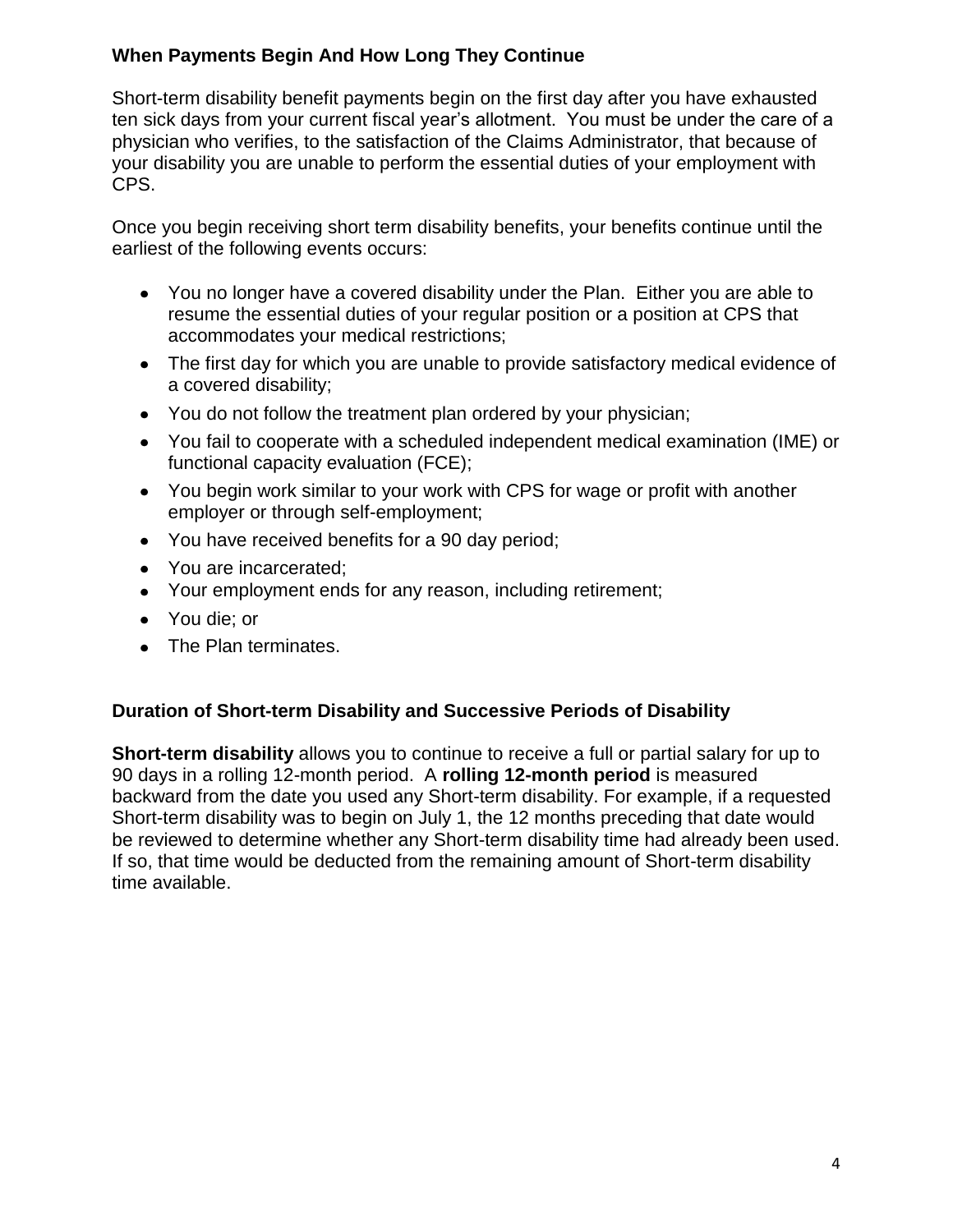## When Payments Begin And How Long They Continue

Short-term disability benefit payments begin on the first day after you have exhausted ten sick days from your current fiscal year's allotment. You must be under the care of a physician who verifies, to the satisfaction of the Claims Administrator, that because of your disability you are unable to perform the essential duties of your employment with CPS.

Once you begin receiving short term disability benefits, your benefits continue until the earliest of the following events occurs:

- You no longer have a covered disability under the Plan. Either you are able to resume the essential duties of your regular position or a position at CPS that accommodates your medical restrictions;
- The first day for which you are unable to provide satisfactory medical evidence of a covered disability;
- You do not follow the treatment plan ordered by your physician;
- You fail to cooperate with a scheduled independent medical examination (IME) or functional capacity evaluation (FCE);
- You begin work similar to your work with CPS for wage or profit with another employer or through self-employment;
- You have received benefits for a 90 day period;
- You are incarcerated;
- Your employment ends for any reason, including retirement;
- You die; or
- The Plan terminates.

## Duration of Short-term Disability and Successive Periods of Disability

**Short-term disability** allows you to continue to receive a full or partial salary for up to 90 days in a rolling 12-month period. A **rolling 12-month period** is measured backward from the date you used any Short-term disability. For example, if a requested Short-term disability was to begin on July 1, the 12 months preceding that date would be reviewed to determine whether any Short-term disability time had already been used. If so, that time would be deducted from the remaining amount of Short-term disability time available.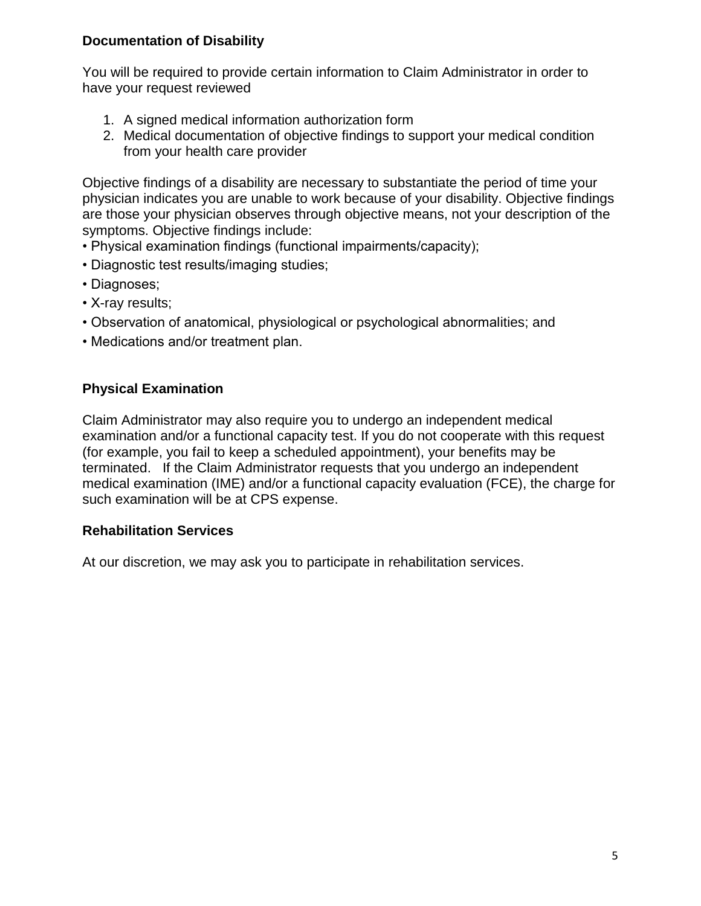**Documentation of Disability**

You will be required to provide certain information to Claim Administrator in order to have your request reviewed

1. A signed medical information authorization form
2. Medical documentation of objective findings to support your medical condition from your health care provider

Objective findings of a disability are necessary to substantiate the period of time your physician indicates you are unable to work because of your disability. Objective findings are those your physician observes through objective means, not your description of the symptoms. Objective findings include:

- Physical examination findings (functional impairments/capacity);
- Diagnostic test results/imaging studies;
- Diagnoses;
- X-ray results;
- Observation of anatomical, physiological or psychological abnormalities; and
- Medications and/or treatment plan.

**Physical Examination**

Claim Administrator may also require you to undergo an independent medical examination and/or a functional capacity test. If you do not cooperate with this request (for example, you fail to keep a scheduled appointment), your benefits may be terminated. If the Claim Administrator requests that you undergo an independent medical examination (IME) and/or a functional capacity evaluation (FCE), the charge for such examination will be at CPS expense.

**Rehabilitation Services**

At our discretion, we may ask you to participate in rehabilitation services.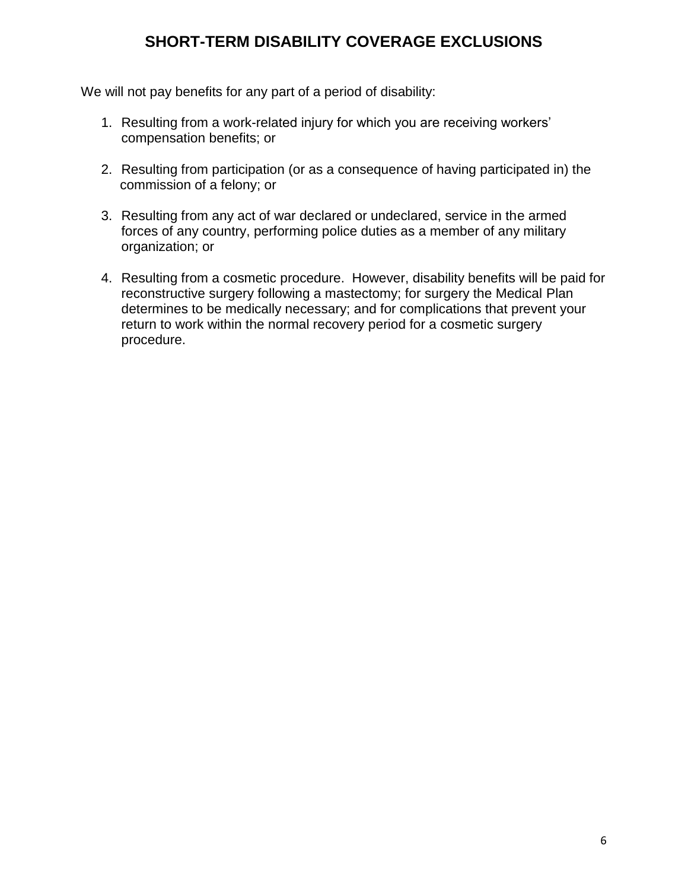# SHORT-TERM DISABILITY COVERAGE EXCLUSIONS

We will not pay benefits for any part of a period of disability:

1. Resulting from a work-related injury for which you are receiving workers' compensation benefits; or

2. Resulting from participation (or as a consequence of having participated in) the commission of a felony; or

3. Resulting from any act of war declared or undeclared, service in the armed forces of any country, performing police duties as a member of any military organization; or

4. Resulting from a cosmetic procedure. However, disability benefits will be paid for reconstructive surgery following a mastectomy; for surgery the Medical Plan determines to be medically necessary; and for complications that prevent your return to work within the normal recovery period for a cosmetic surgery procedure.